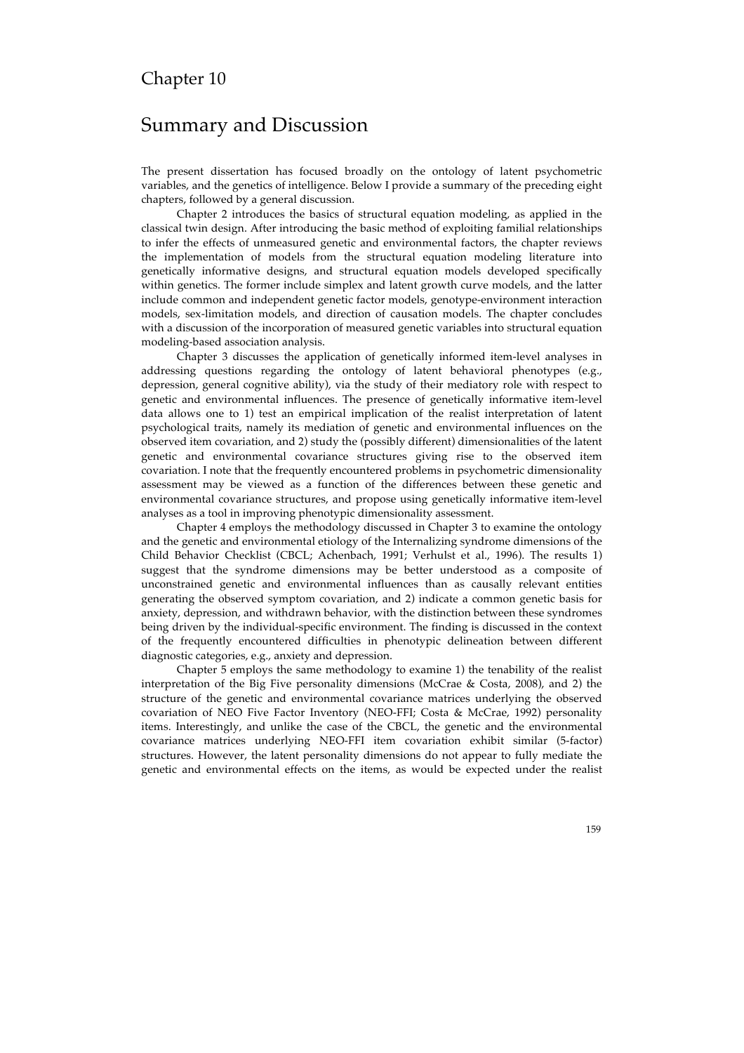# Chapter 10

## Summary and Discussion

The present dissertation has focused broadly on the ontology of latent psychometric variables, and the genetics of intelligence. Below I provide a summary of the preceding eight chapters, followed by a general discussion.

Chapter 2 introduces the basics of structural equation modeling, as applied in the classical twin design. After introducing the basic method of exploiting familial relationships to infer the effects of unmeasured genetic and environmental factors, the chapter reviews the implementation of models from the structural equation modeling literature into genetically informative designs, and structural equation models developed specifically within genetics. The former include simplex and latent growth curve models, and the latter include common and independent genetic factor models, genotype-environment interaction models, sex-limitation models, and direction of causation models. The chapter concludes with a discussion of the incorporation of measured genetic variables into structural equation modeling-based association analysis.

Chapter 3 discusses the application of genetically informed item-level analyses in addressing questions regarding the ontology of latent behavioral phenotypes (e.g., depression, general cognitive ability), via the study of their mediatory role with respect to genetic and environmental influences. The presence of genetically informative item-level data allows one to 1) test an empirical implication of the realist interpretation of latent psychological traits, namely its mediation of genetic and environmental influences on the observed item covariation, and 2) study the (possibly different) dimensionalities of the latent genetic and environmental covariance structures giving rise to the observed item covariation. I note that the frequently encountered problems in psychometric dimensionality assessment may be viewed as a function of the differences between these genetic and environmental covariance structures, and propose using genetically informative item-level analyses as a tool in improving phenotypic dimensionality assessment.

Chapter 4 employs the methodology discussed in Chapter 3 to examine the ontology and the genetic and environmental etiology of the Internalizing syndrome dimensions of the Child Behavior Checklist (CBCL; Achenbach, 1991; Verhulst et al., 1996). The results 1) suggest that the syndrome dimensions may be better understood as a composite of unconstrained genetic and environmental influences than as causally relevant entities generating the observed symptom covariation, and 2) indicate a common genetic basis for anxiety, depression, and withdrawn behavior, with the distinction between these syndromes being driven by the individual-specific environment. The finding is discussed in the context of the frequently encountered difficulties in phenotypic delineation between different diagnostic categories, e.g., anxiety and depression.

Chapter 5 employs the same methodology to examine 1) the tenability of the realist interpretation of the Big Five personality dimensions (McCrae & Costa, 2008), and 2) the structure of the genetic and environmental covariance matrices underlying the observed covariation of NEO Five Factor Inventory (NEO-FFI; Costa & McCrae, 1992) personality items. Interestingly, and unlike the case of the CBCL, the genetic and the environmental covariance matrices underlying NEO-FFI item covariation exhibit similar (5-factor) structures. However, the latent personality dimensions do not appear to fully mediate the genetic and environmental effects on the items, as would be expected under the realist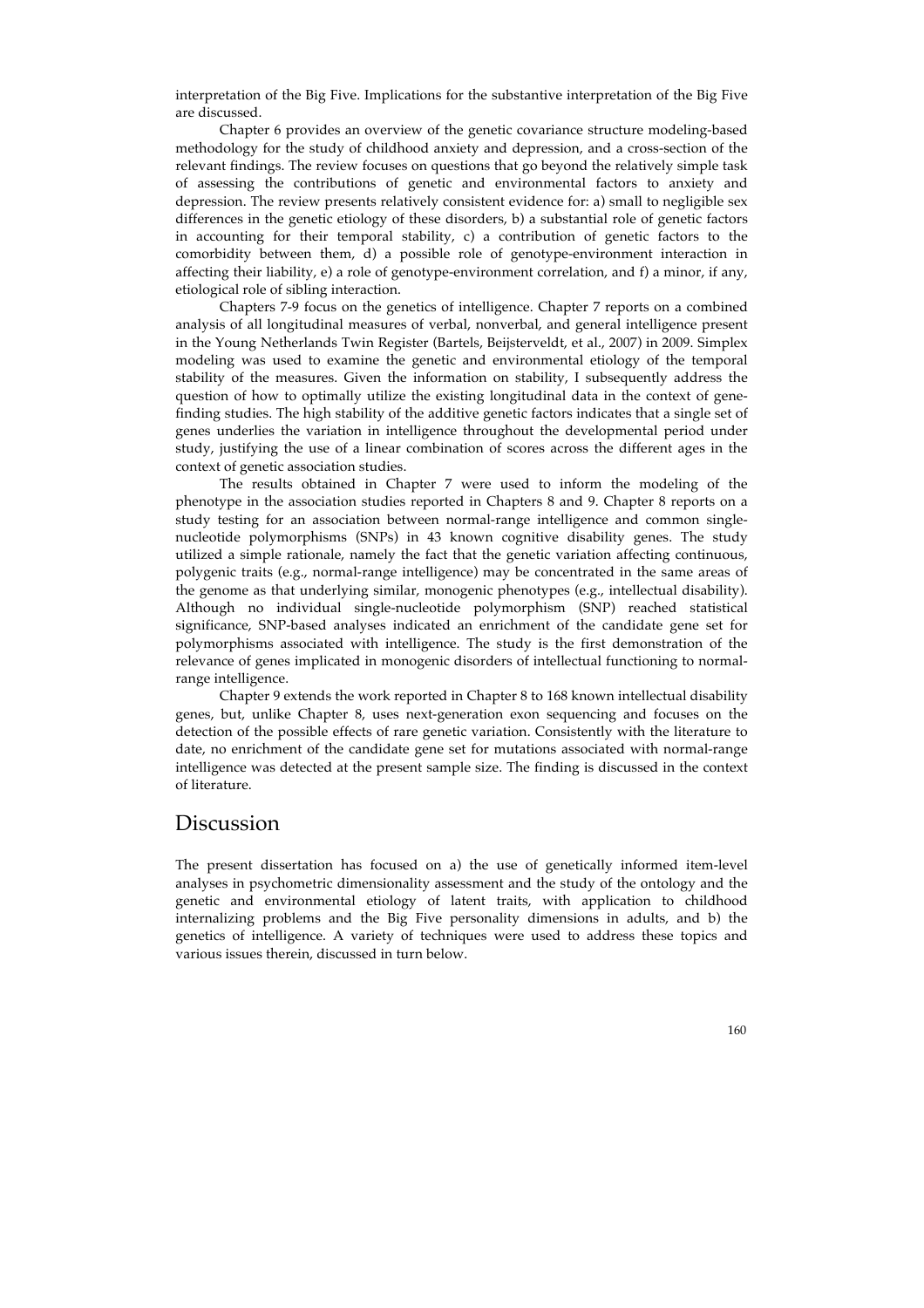interpretation of the Big Five. Implications for the substantive interpretation of the Big Five are discussed.

Chapter 6 provides an overview of the genetic covariance structure modeling-based methodology for the study of childhood anxiety and depression, and a cross-section of the relevant findings. The review focuses on questions that go beyond the relatively simple task of assessing the contributions of genetic and environmental factors to anxiety and depression. The review presents relatively consistent evidence for: a) small to negligible sex differences in the genetic etiology of these disorders, b) a substantial role of genetic factors in accounting for their temporal stability, c) a contribution of genetic factors to the comorbidity between them, d) a possible role of genotype-environment interaction in affecting their liability, e) a role of genotype-environment correlation, and f) a minor, if any, etiological role of sibling interaction.

Chapters 7-9 focus on the genetics of intelligence. Chapter 7 reports on a combined analysis of all longitudinal measures of verbal, nonverbal, and general intelligence present in the Young Netherlands Twin Register (Bartels, Beijsterveldt, et al., 2007) in 2009. Simplex modeling was used to examine the genetic and environmental etiology of the temporal stability of the measures. Given the information on stability, I subsequently address the question of how to optimally utilize the existing longitudinal data in the context of gene-finding studies. The high stability of the additive genetic factors indicates that a single set of genes underlies the variation in intelligence throughout the developmental period under study, justifying the use of a linear combination of scores across the different ages in the context of genetic association studies.

The results obtained in Chapter 7 were used to inform the modeling of the phenotype in the association studies reported in Chapters 8 and 9. Chapter 8 reports on a study testing for an association between normal-range intelligence and common single-nucleotide polymorphisms (SNPs) in 43 known cognitive disability genes. The study utilized a simple rationale, namely the fact that the genetic variation affecting continuous, polygenic traits (e.g., normal-range intelligence) may be concentrated in the same areas of the genome as that underlying similar, monogenic phenotypes (e.g., intellectual disability). Although no individual single-nucleotide polymorphism (SNP) reached statistical significance, SNP-based analyses indicated an enrichment of the candidate gene set for polymorphisms associated with intelligence. The study is the first demonstration of the relevance of genes implicated in monogenic disorders of intellectual functioning to normal-range intelligence.

Chapter 9 extends the work reported in Chapter 8 to 168 known intellectual disability genes, but, unlike Chapter 8, uses next-generation exon sequencing and focuses on the detection of the possible effects of rare genetic variation. Consistently with the literature to date, no enrichment of the candidate gene set for mutations associated with normal-range intelligence was detected at the present sample size. The finding is discussed in the context of literature.

# Discussion

The present dissertation has focused on a) the use of genetically informed item-level analyses in psychometric dimensionality assessment and the study of the ontology and the genetic and environmental etiology of latent traits, with application to childhood internalizing problems and the Big Five personality dimensions in adults, and b) the genetics of intelligence. A variety of techniques were used to address these topics and various issues therein, discussed in turn below.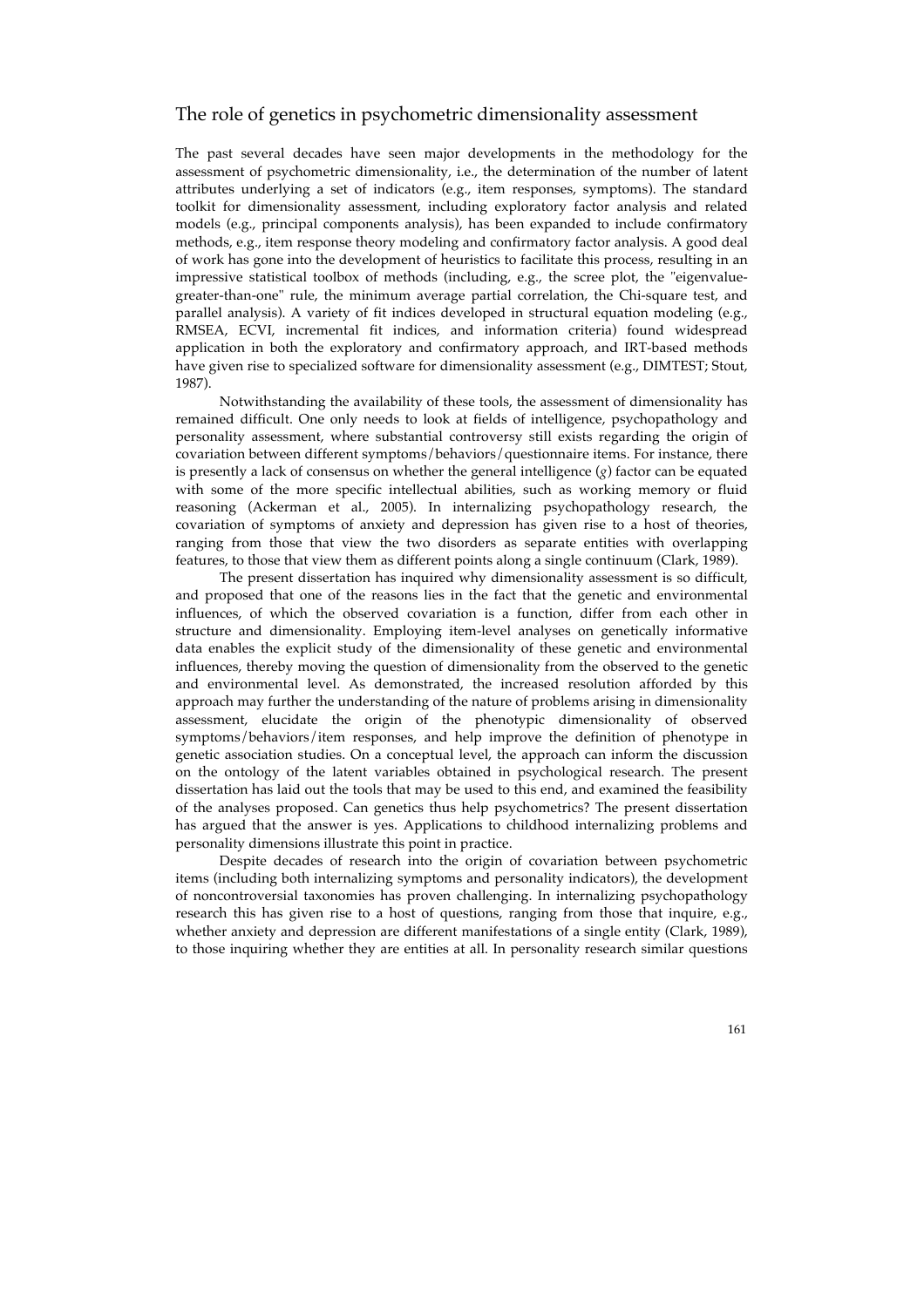## The role of genetics in psychometric dimensionality assessment

The past several decades have seen major developments in the methodology for the assessment of psychometric dimensionality, i.e., the determination of the number of latent attributes underlying a set of indicators (e.g., item responses, symptoms). The standard toolkit for dimensionality assessment, including exploratory factor analysis and related models (e.g., principal components analysis), has been expanded to include confirmatory methods, e.g., item response theory modeling and confirmatory factor analysis. A good deal of work has gone into the development of heuristics to facilitate this process, resulting in an impressive statistical toolbox of methods (including, e.g., the scree plot, the "eigenvalue-greater-than-one" rule, the minimum average partial correlation, the Chi-square test, and parallel analysis). A variety of fit indices developed in structural equation modeling (e.g., RMSEA, ECVI, incremental fit indices, and information criteria) found widespread application in both the exploratory and confirmatory approach, and IRT-based methods have given rise to specialized software for dimensionality assessment (e.g., DIMTEST; Stout, 1987).

Notwithstanding the availability of these tools, the assessment of dimensionality has remained difficult. One only needs to look at fields of intelligence, psychopathology and personality assessment, where substantial controversy still exists regarding the origin of covariation between different symptoms/behaviors/questionnaire items. For instance, there is presently a lack of consensus on whether the general intelligence (*g*) factor can be equated with some of the more specific intellectual abilities, such as working memory or fluid reasoning (Ackerman et al., 2005). In internalizing psychopathology research, the covariation of symptoms of anxiety and depression has given rise to a host of theories, ranging from those that view the two disorders as separate entities with overlapping features, to those that view them as different points along a single continuum (Clark, 1989).

The present dissertation has inquired why dimensionality assessment is so difficult, and proposed that one of the reasons lies in the fact that the genetic and environmental influences, of which the observed covariation is a function, differ from each other in structure and dimensionality. Employing item-level analyses on genetically informative data enables the explicit study of the dimensionality of these genetic and environmental influences, thereby moving the question of dimensionality from the observed to the genetic and environmental level. As demonstrated, the increased resolution afforded by this approach may further the understanding of the nature of problems arising in dimensionality assessment, elucidate the origin of the phenotypic dimensionality of observed symptoms/behaviors/item responses, and help improve the definition of phenotype in genetic association studies. On a conceptual level, the approach can inform the discussion on the ontology of the latent variables obtained in psychological research. The present dissertation has laid out the tools that may be used to this end, and examined the feasibility of the analyses proposed. Can genetics thus help psychometrics? The present dissertation has argued that the answer is yes. Applications to childhood internalizing problems and personality dimensions illustrate this point in practice.

Despite decades of research into the origin of covariation between psychometric items (including both internalizing symptoms and personality indicators), the development of noncontroversial taxonomies has proven challenging. In internalizing psychopathology research this has given rise to a host of questions, ranging from those that inquire, e.g., whether anxiety and depression are different manifestations of a single entity (Clark, 1989), to those inquiring whether they are entities at all. In personality research similar questions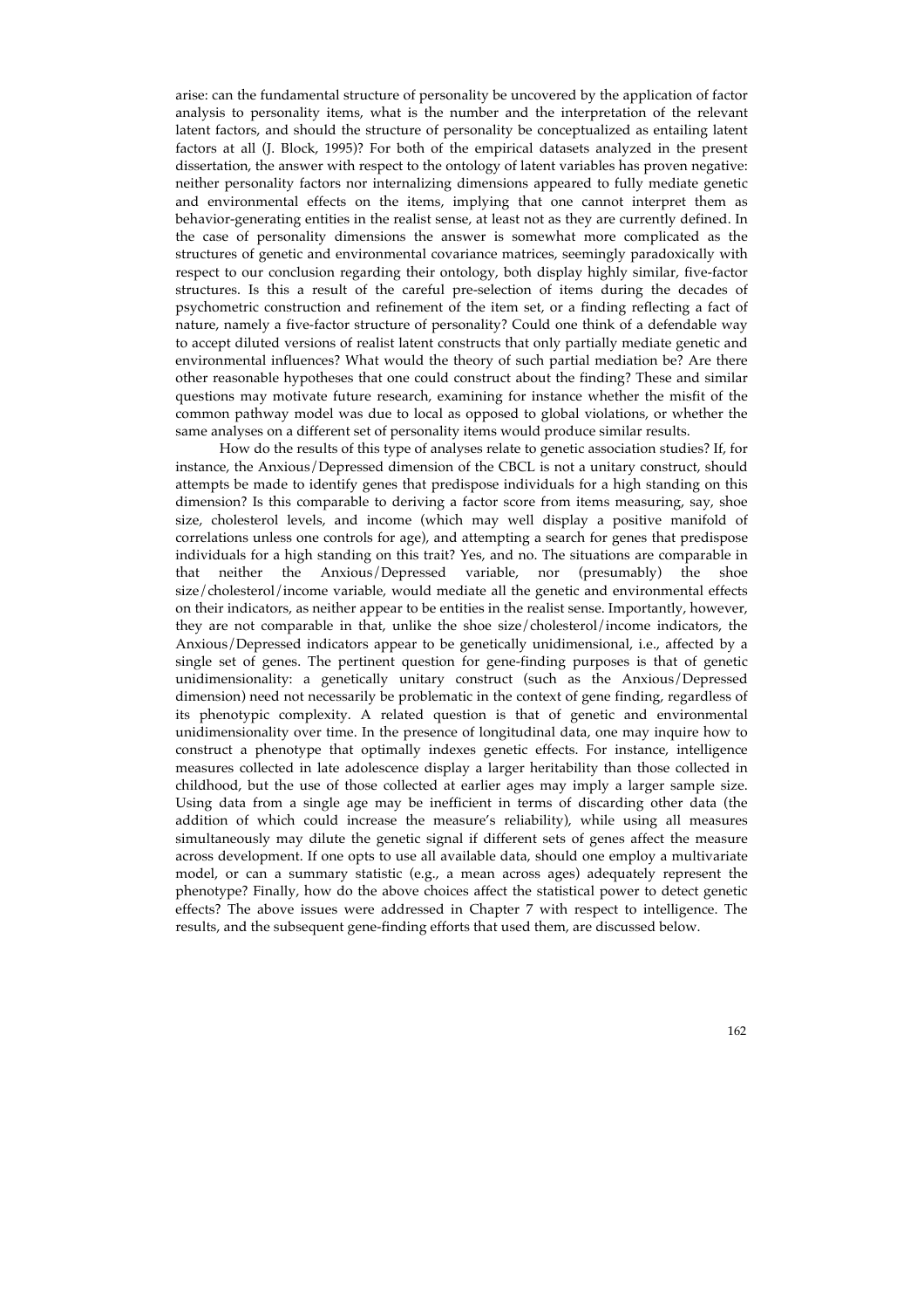arise: can the fundamental structure of personality be uncovered by the application of factor analysis to personality items, what is the number and the interpretation of the relevant latent factors, and should the structure of personality be conceptualized as entailing latent factors at all (J. Block, 1995)? For both of the empirical datasets analyzed in the present dissertation, the answer with respect to the ontology of latent variables has proven negative: neither personality factors nor internalizing dimensions appeared to fully mediate genetic and environmental effects on the items, implying that one cannot interpret them as behavior-generating entities in the realist sense, at least not as they are currently defined. In the case of personality dimensions the answer is somewhat more complicated as the structures of genetic and environmental covariance matrices, seemingly paradoxically with respect to our conclusion regarding their ontology, both display highly similar, five-factor structures. Is this a result of the careful pre-selection of items during the decades of psychometric construction and refinement of the item set, or a finding reflecting a fact of nature, namely a five-factor structure of personality? Could one think of a defendable way to accept diluted versions of realist latent constructs that only partially mediate genetic and environmental influences? What would the theory of such partial mediation be? Are there other reasonable hypotheses that one could construct about the finding? These and similar questions may motivate future research, examining for instance whether the misfit of the common pathway model was due to local as opposed to global violations, or whether the same analyses on a different set of personality items would produce similar results.

How do the results of this type of analyses relate to genetic association studies? If, for instance, the Anxious/Depressed dimension of the CBCL is not a unitary construct, should attempts be made to identify genes that predispose individuals for a high standing on this dimension? Is this comparable to deriving a factor score from items measuring, say, shoe size, cholesterol levels, and income (which may well display a positive manifold of correlations unless one controls for age), and attempting a search for genes that predispose individuals for a high standing on this trait? Yes, and no. The situations are comparable in that neither the Anxious/Depressed variable, nor (presumably) the shoe size/cholesterol/income variable, would mediate all the genetic and environmental effects on their indicators, as neither appear to be entities in the realist sense. Importantly, however, they are not comparable in that, unlike the shoe size/cholesterol/income indicators, the Anxious/Depressed indicators appear to be genetically unidimensional, i.e., affected by a single set of genes. The pertinent question for gene-finding purposes is that of genetic unidimensionality: a genetically unitary construct (such as the Anxious/Depressed dimension) need not necessarily be problematic in the context of gene finding, regardless of its phenotypic complexity. A related question is that of genetic and environmental unidimensionality over time. In the presence of longitudinal data, one may inquire how to construct a phenotype that optimally indexes genetic effects. For instance, intelligence measures collected in late adolescence display a larger heritability than those collected in childhood, but the use of those collected at earlier ages may imply a larger sample size. Using data from a single age may be inefficient in terms of discarding other data (the addition of which could increase the measure's reliability), while using all measures simultaneously may dilute the genetic signal if different sets of genes affect the measure across development. If one opts to use all available data, should one employ a multivariate model, or can a summary statistic (e.g., a mean across ages) adequately represent the phenotype? Finally, how do the above choices affect the statistical power to detect genetic effects? The above issues were addressed in Chapter 7 with respect to intelligence. The results, and the subsequent gene-finding efforts that used them, are discussed below.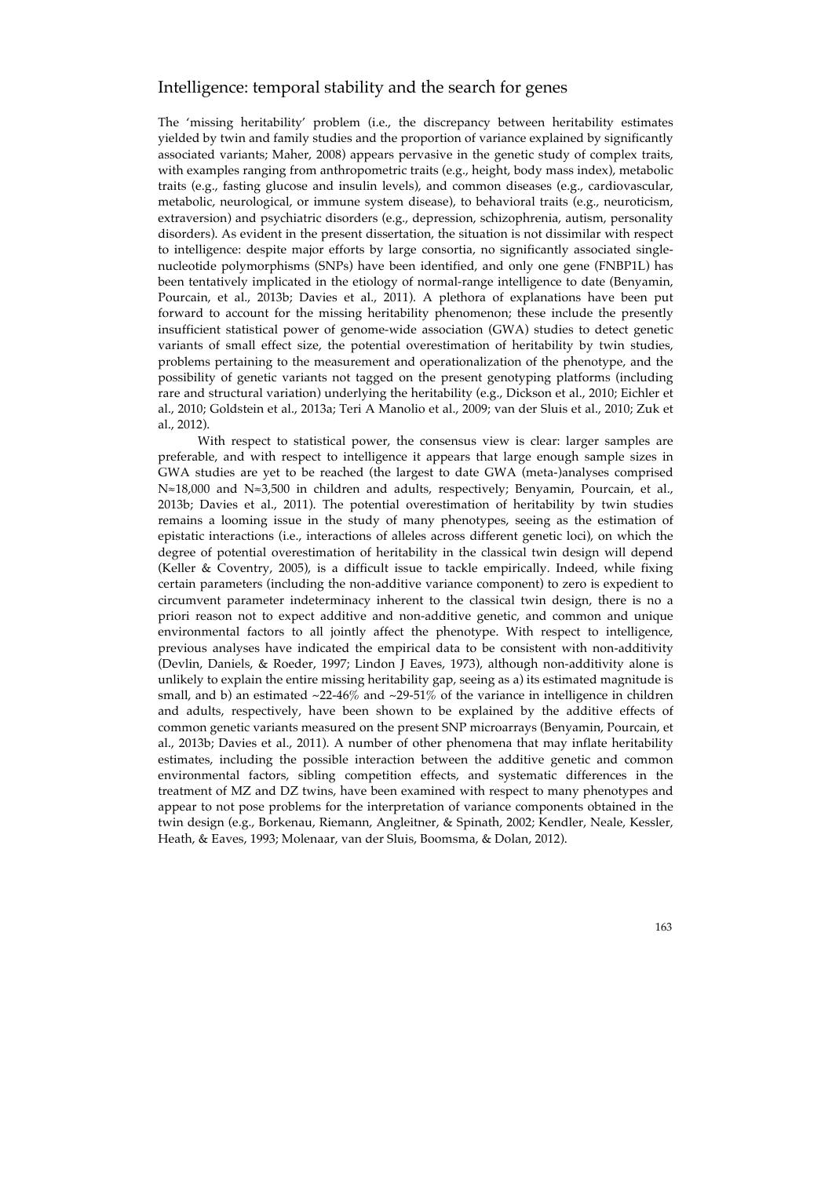## Intelligence: temporal stability and the search for genes

The 'missing heritability' problem (i.e., the discrepancy between heritability estimates yielded by twin and family studies and the proportion of variance explained by significantly associated variants; Maher, 2008) appears pervasive in the genetic study of complex traits, with examples ranging from anthropometric traits (e.g., height, body mass index), metabolic traits (e.g., fasting glucose and insulin levels), and common diseases (e.g., cardiovascular, metabolic, neurological, or immune system disease), to behavioral traits (e.g., neuroticism, extraversion) and psychiatric disorders (e.g., depression, schizophrenia, autism, personality disorders). As evident in the present dissertation, the situation is not dissimilar with respect to intelligence: despite major efforts by large consortia, no significantly associated single-nucleotide polymorphisms (SNPs) have been identified, and only one gene (FNBP1L) has been tentatively implicated in the etiology of normal-range intelligence to date (Benyamin, Pourcain, et al., 2013b; Davies et al., 2011). A plethora of explanations have been put forward to account for the missing heritability phenomenon; these include the presently insufficient statistical power of genome-wide association (GWA) studies to detect genetic variants of small effect size, the potential overestimation of heritability by twin studies, problems pertaining to the measurement and operationalization of the phenotype, and the possibility of genetic variants not tagged on the present genotyping platforms (including rare and structural variation) underlying the heritability (e.g., Dickson et al., 2010; Eichler et al., 2010; Goldstein et al., 2013a; Teri A Manolio et al., 2009; van der Sluis et al., 2010; Zuk et al., 2012).

With respect to statistical power, the consensus view is clear: larger samples are preferable, and with respect to intelligence it appears that large enough sample sizes in GWA studies are yet to be reached (the largest to date GWA (meta-)analyses comprised N≈18,000 and N≈3,500 in children and adults, respectively; Benyamin, Pourcain, et al., 2013b; Davies et al., 2011). The potential overestimation of heritability by twin studies remains a looming issue in the study of many phenotypes, seeing as the estimation of epistatic interactions (i.e., interactions of alleles across different genetic loci), on which the degree of potential overestimation of heritability in the classical twin design will depend (Keller & Coventry, 2005), is a difficult issue to tackle empirically. Indeed, while fixing certain parameters (including the non-additive variance component) to zero is expedient to circumvent parameter indeterminacy inherent to the classical twin design, there is no a priori reason not to expect additive and non-additive genetic, and common and unique environmental factors to all jointly affect the phenotype. With respect to intelligence, previous analyses have indicated the empirical data to be consistent with non-additivity (Devlin, Daniels, & Roeder, 1997; Lindon J Eaves, 1973), although non-additivity alone is unlikely to explain the entire missing heritability gap, seeing as a) its estimated magnitude is small, and b) an estimated ~22-46% and ~29-51% of the variance in intelligence in children and adults, respectively, have been shown to be explained by the additive effects of common genetic variants measured on the present SNP microarrays (Benyamin, Pourcain, et al., 2013b; Davies et al., 2011). A number of other phenomena that may inflate heritability estimates, including the possible interaction between the additive genetic and common environmental factors, sibling competition effects, and systematic differences in the treatment of MZ and DZ twins, have been examined with respect to many phenotypes and appear to not pose problems for the interpretation of variance components obtained in the twin design (e.g., Borkenau, Riemann, Angleitner, & Spinath, 2002; Kendler, Neale, Kessler, Heath, & Eaves, 1993; Molenaar, van der Sluis, Boomsma, & Dolan, 2012).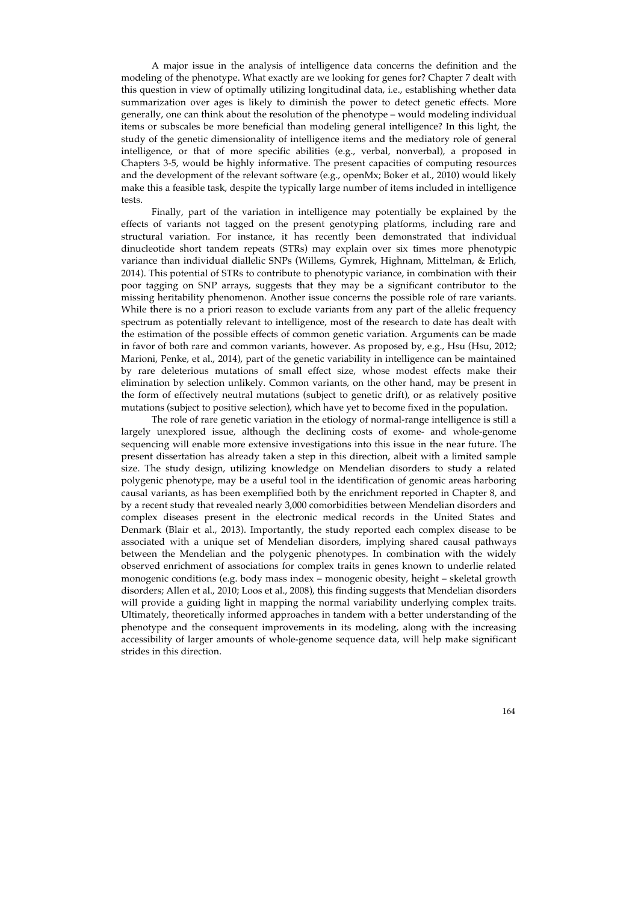A major issue in the analysis of intelligence data concerns the definition and the modeling of the phenotype. What exactly are we looking for genes for? Chapter 7 dealt with this question in view of optimally utilizing longitudinal data, i.e., establishing whether data summarization over ages is likely to diminish the power to detect genetic effects. More generally, one can think about the resolution of the phenotype – would modeling individual items or subscales be more beneficial than modeling general intelligence? In this light, the study of the genetic dimensionality of intelligence items and the mediatory role of general intelligence, or that of more specific abilities (e.g., verbal, nonverbal), a proposed in Chapters 3-5, would be highly informative. The present capacities of computing resources and the development of the relevant software (e.g., openMx; Boker et al., 2010) would likely make this a feasible task, despite the typically large number of items included in intelligence tests.

Finally, part of the variation in intelligence may potentially be explained by the effects of variants not tagged on the present genotyping platforms, including rare and structural variation. For instance, it has recently been demonstrated that individual dinucleotide short tandem repeats (STRs) may explain over six times more phenotypic variance than individual diallelic SNPs (Willems, Gymrek, Highnam, Mittelman, & Erlich, 2014). This potential of STRs to contribute to phenotypic variance, in combination with their poor tagging on SNP arrays, suggests that they may be a significant contributor to the missing heritability phenomenon. Another issue concerns the possible role of rare variants. While there is no a priori reason to exclude variants from any part of the allelic frequency spectrum as potentially relevant to intelligence, most of the research to date has dealt with the estimation of the possible effects of common genetic variation. Arguments can be made in favor of both rare and common variants, however. As proposed by, e.g., Hsu (Hsu, 2012; Marioni, Penke, et al., 2014), part of the genetic variability in intelligence can be maintained by rare deleterious mutations of small effect size, whose modest effects make their elimination by selection unlikely. Common variants, on the other hand, may be present in the form of effectively neutral mutations (subject to genetic drift), or as relatively positive mutations (subject to positive selection), which have yet to become fixed in the population.

The role of rare genetic variation in the etiology of normal-range intelligence is still a largely unexplored issue, although the declining costs of exome- and whole-genome sequencing will enable more extensive investigations into this issue in the near future. The present dissertation has already taken a step in this direction, albeit with a limited sample size. The study design, utilizing knowledge on Mendelian disorders to study a related polygenic phenotype, may be a useful tool in the identification of genomic areas harboring causal variants, as has been exemplified both by the enrichment reported in Chapter 8, and by a recent study that revealed nearly 3,000 comorbidities between Mendelian disorders and complex diseases present in the electronic medical records in the United States and Denmark (Blair et al., 2013). Importantly, the study reported each complex disease to be associated with a unique set of Mendelian disorders, implying shared causal pathways between the Mendelian and the polygenic phenotypes. In combination with the widely observed enrichment of associations for complex traits in genes known to underlie related monogenic conditions (e.g. body mass index – monogenic obesity, height – skeletal growth disorders; Allen et al., 2010; Loos et al., 2008), this finding suggests that Mendelian disorders will provide a guiding light in mapping the normal variability underlying complex traits. Ultimately, theoretically informed approaches in tandem with a better understanding of the phenotype and the consequent improvements in its modeling, along with the increasing accessibility of larger amounts of whole-genome sequence data, will help make significant strides in this direction.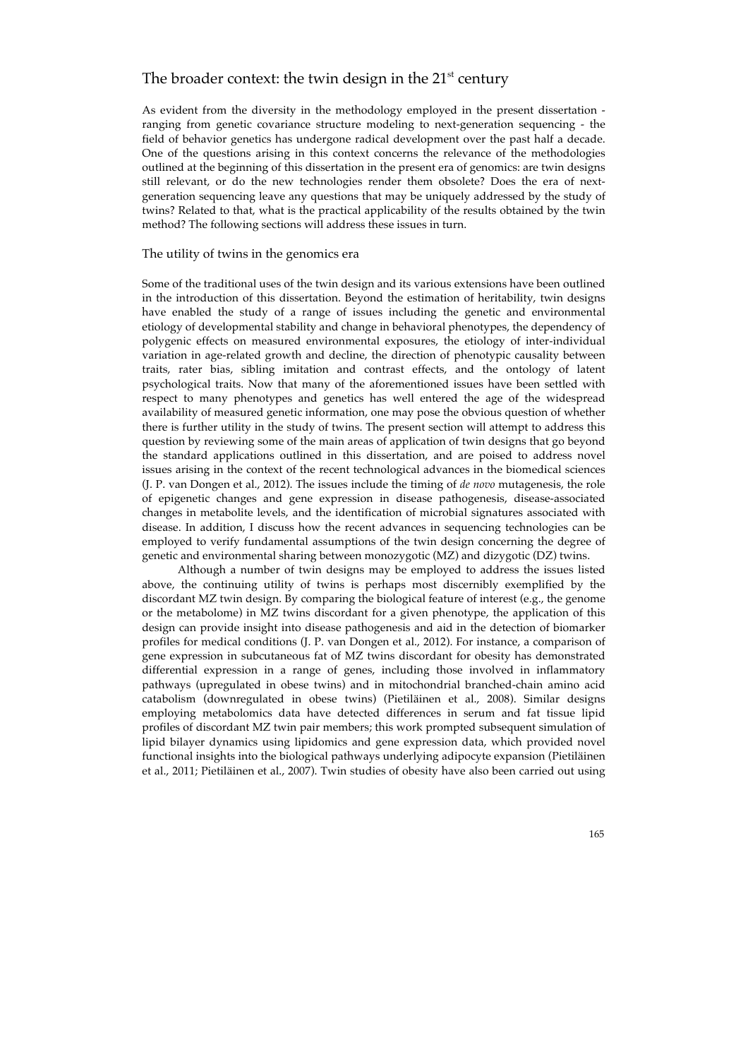## The broader context: the twin design in the 21$^{st}$ century

As evident from the diversity in the methodology employed in the present dissertation - ranging from genetic covariance structure modeling to next-generation sequencing - the field of behavior genetics has undergone radical development over the past half a decade. One of the questions arising in this context concerns the relevance of the methodologies outlined at the beginning of this dissertation in the present era of genomics: are twin designs still relevant, or do the new technologies render them obsolete? Does the era of next-generation sequencing leave any questions that may be uniquely addressed by the study of twins? Related to that, what is the practical applicability of the results obtained by the twin method? The following sections will address these issues in turn.

### The utility of twins in the genomics era

Some of the traditional uses of the twin design and its various extensions have been outlined in the introduction of this dissertation. Beyond the estimation of heritability, twin designs have enabled the study of a range of issues including the genetic and environmental etiology of developmental stability and change in behavioral phenotypes, the dependency of polygenic effects on measured environmental exposures, the etiology of inter-individual variation in age-related growth and decline, the direction of phenotypic causality between traits, rater bias, sibling imitation and contrast effects, and the ontology of latent psychological traits. Now that many of the aforementioned issues have been settled with respect to many phenotypes and genetics has well entered the age of the widespread availability of measured genetic information, one may pose the obvious question of whether there is further utility in the study of twins. The present section will attempt to address this question by reviewing some of the main areas of application of twin designs that go beyond the standard applications outlined in this dissertation, and are poised to address novel issues arising in the context of the recent technological advances in the biomedical sciences (J. P. van Dongen et al., 2012). The issues include the timing of *de novo* mutagenesis, the role of epigenetic changes and gene expression in disease pathogenesis, disease-associated changes in metabolite levels, and the identification of microbial signatures associated with disease. In addition, I discuss how the recent advances in sequencing technologies can be employed to verify fundamental assumptions of the twin design concerning the degree of genetic and environmental sharing between monozygotic (MZ) and dizygotic (DZ) twins.

Although a number of twin designs may be employed to address the issues listed above, the continuing utility of twins is perhaps most discernibly exemplified by the discordant MZ twin design. By comparing the biological feature of interest (e.g., the genome or the metabolome) in MZ twins discordant for a given phenotype, the application of this design can provide insight into disease pathogenesis and aid in the detection of biomarker profiles for medical conditions (J. P. van Dongen et al., 2012). For instance, a comparison of gene expression in subcutaneous fat of MZ twins discordant for obesity has demonstrated differential expression in a range of genes, including those involved in inflammatory pathways (upregulated in obese twins) and in mitochondrial branched-chain amino acid catabolism (downregulated in obese twins) (Pietiläinen et al., 2008). Similar designs employing metabolomics data have detected differences in serum and fat tissue lipid profiles of discordant MZ twin pair members; this work prompted subsequent simulation of lipid bilayer dynamics using lipidomics and gene expression data, which provided novel functional insights into the biological pathways underlying adipocyte expansion (Pietiläinen et al., 2011; Pietiläinen et al., 2007). Twin studies of obesity have also been carried out using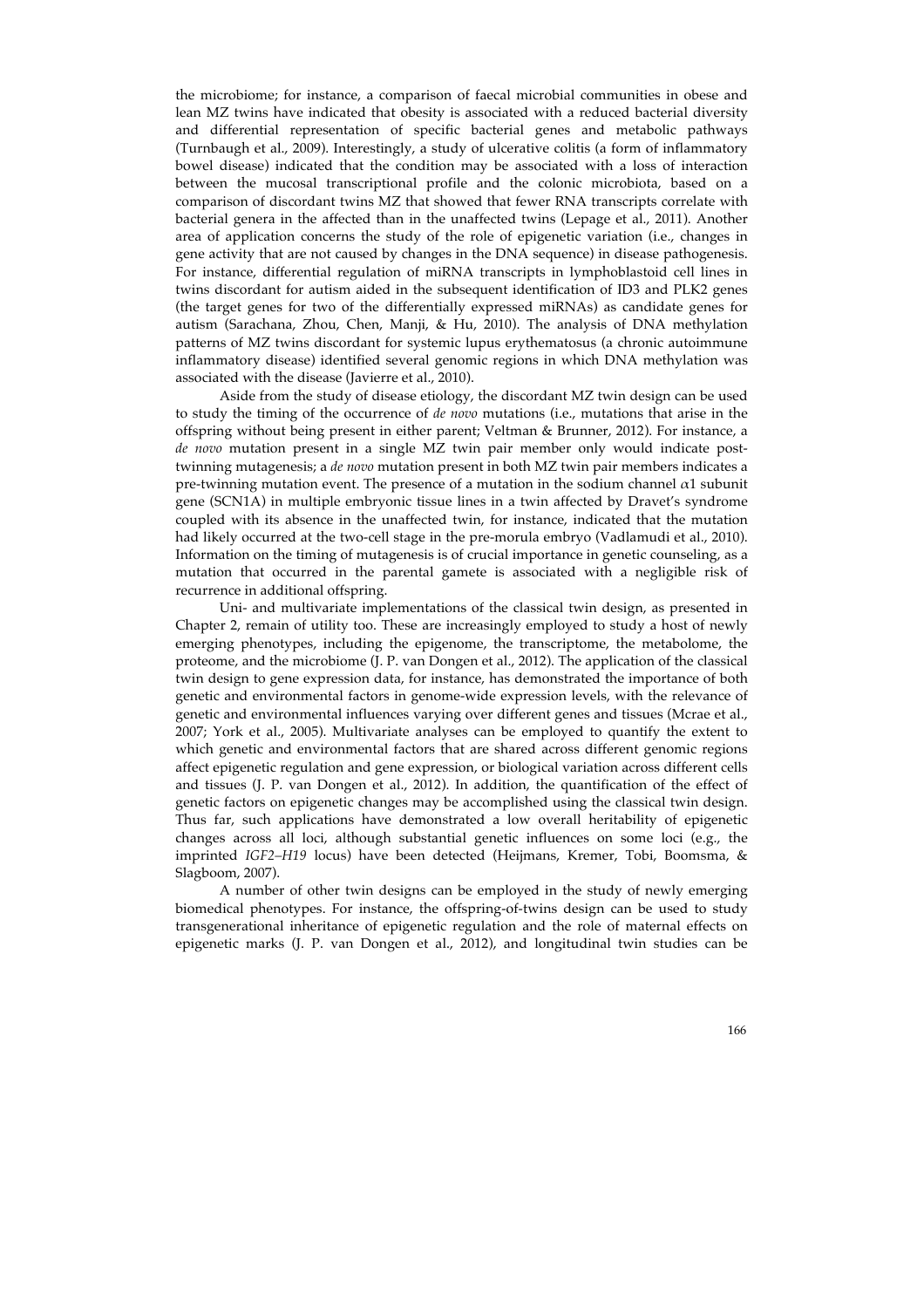the microbiome; for instance, a comparison of faecal microbial communities in obese and lean MZ twins have indicated that obesity is associated with a reduced bacterial diversity and differential representation of specific bacterial genes and metabolic pathways (Turnbaugh et al., 2009). Interestingly, a study of ulcerative colitis (a form of inflammatory bowel disease) indicated that the condition may be associated with a loss of interaction between the mucosal transcriptional profile and the colonic microbiota, based on a comparison of discordant twins MZ that showed that fewer RNA transcripts correlate with bacterial genera in the affected than in the unaffected twins (Lepage et al., 2011). Another area of application concerns the study of the role of epigenetic variation (i.e., changes in gene activity that are not caused by changes in the DNA sequence) in disease pathogenesis. For instance, differential regulation of miRNA transcripts in lymphoblastoid cell lines in twins discordant for autism aided in the subsequent identification of ID3 and PLK2 genes (the target genes for two of the differentially expressed miRNAs) as candidate genes for autism (Sarachana, Zhou, Chen, Manji, & Hu, 2010). The analysis of DNA methylation patterns of MZ twins discordant for systemic lupus erythematosus (a chronic autoimmune inflammatory disease) identified several genomic regions in which DNA methylation was associated with the disease (Javierre et al., 2010).

Aside from the study of disease etiology, the discordant MZ twin design can be used to study the timing of the occurrence of *de novo* mutations (i.e., mutations that arise in the offspring without being present in either parent; Veltman & Brunner, 2012). For instance, a *de novo* mutation present in a single MZ twin pair member only would indicate post-twinning mutagenesis; a *de novo* mutation present in both MZ twin pair members indicates a pre-twinning mutation event. The presence of a mutation in the sodium channel $\alpha 1$ subunit gene (SCN1A) in multiple embryonic tissue lines in a twin affected by Dravet's syndrome coupled with its absence in the unaffected twin, for instance, indicated that the mutation had likely occurred at the two-cell stage in the pre-morula embryo (Vadlamudi et al., 2010). Information on the timing of mutagenesis is of crucial importance in genetic counseling, as a mutation that occurred in the parental gamete is associated with a negligible risk of recurrence in additional offspring.

Uni- and multivariate implementations of the classical twin design, as presented in Chapter 2, remain of utility too. These are increasingly employed to study a host of newly emerging phenotypes, including the epigenome, the transcriptome, the metabolome, the proteome, and the microbiome (J. P. van Dongen et al., 2012). The application of the classical twin design to gene expression data, for instance, has demonstrated the importance of both genetic and environmental factors in genome-wide expression levels, with the relevance of genetic and environmental influences varying over different genes and tissues (Mcrae et al., 2007; York et al., 2005). Multivariate analyses can be employed to quantify the extent to which genetic and environmental factors that are shared across different genomic regions affect epigenetic regulation and gene expression, or biological variation across different cells and tissues (J. P. van Dongen et al., 2012). In addition, the quantification of the effect of genetic factors on epigenetic changes may be accomplished using the classical twin design. Thus far, such applications have demonstrated a low overall heritability of epigenetic changes across all loci, although substantial genetic influences on some loci (e.g., the imprinted *IGF2–H19* locus) have been detected (Heijmans, Kremer, Tobi, Boomsma, & Slagboom, 2007).

A number of other twin designs can be employed in the study of newly emerging biomedical phenotypes. For instance, the offspring-of-twins design can be used to study transgenerational inheritance of epigenetic regulation and the role of maternal effects on epigenetic marks (J. P. van Dongen et al., 2012), and longitudinal twin studies can be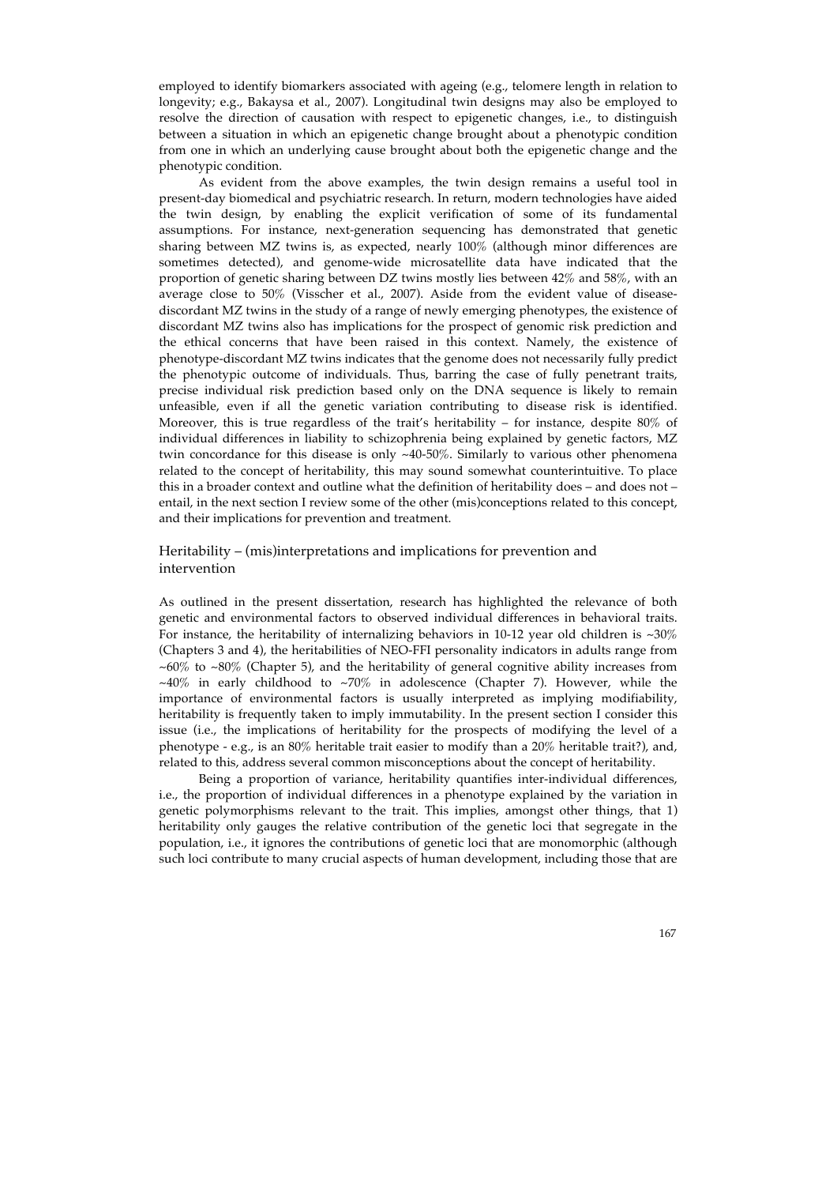employed to identify biomarkers associated with ageing (e.g., telomere length in relation to longevity; e.g., Bakaysa et al., 2007). Longitudinal twin designs may also be employed to resolve the direction of causation with respect to epigenetic changes, i.e., to distinguish between a situation in which an epigenetic change brought about a phenotypic condition from one in which an underlying cause brought about both the epigenetic change and the phenotypic condition.

As evident from the above examples, the twin design remains a useful tool in present-day biomedical and psychiatric research. In return, modern technologies have aided the twin design, by enabling the explicit verification of some of its fundamental assumptions. For instance, next-generation sequencing has demonstrated that genetic sharing between MZ twins is, as expected, nearly 100% (although minor differences are sometimes detected), and genome-wide microsatellite data have indicated that the proportion of genetic sharing between DZ twins mostly lies between 42% and 58%, with an average close to 50% (Visscher et al., 2007). Aside from the evident value of disease-discordant MZ twins in the study of a range of newly emerging phenotypes, the existence of discordant MZ twins also has implications for the prospect of genomic risk prediction and the ethical concerns that have been raised in this context. Namely, the existence of phenotype-discordant MZ twins indicates that the genome does not necessarily fully predict the phenotypic outcome of individuals. Thus, barring the case of fully penetrant traits, precise individual risk prediction based only on the DNA sequence is likely to remain unfeasible, even if all the genetic variation contributing to disease risk is identified. Moreover, this is true regardless of the trait's heritability – for instance, despite 80% of individual differences in liability to schizophrenia being explained by genetic factors, MZ twin concordance for this disease is only ~40-50%. Similarly to various other phenomena related to the concept of heritability, this may sound somewhat counterintuitive. To place this in a broader context and outline what the definition of heritability does – and does not – entail, in the next section I review some of the other (mis)conceptions related to this concept, and their implications for prevention and treatment.

## Heritability – (mis)interpretations and implications for prevention and intervention

As outlined in the present dissertation, research has highlighted the relevance of both genetic and environmental factors to observed individual differences in behavioral traits. For instance, the heritability of internalizing behaviors in 10-12 year old children is ~30% (Chapters 3 and 4), the heritabilities of NEO-FFI personality indicators in adults range from ~60% to ~80% (Chapter 5), and the heritability of general cognitive ability increases from ~40% in early childhood to ~70% in adolescence (Chapter 7). However, while the importance of environmental factors is usually interpreted as implying modifiability, heritability is frequently taken to imply immutability. In the present section I consider this issue (i.e., the implications of heritability for the prospects of modifying the level of a phenotype - e.g., is an 80% heritable trait easier to modify than a 20% heritable trait?), and, related to this, address several common misconceptions about the concept of heritability.

Being a proportion of variance, heritability quantifies inter-individual differences, i.e., the proportion of individual differences in a phenotype explained by the variation in genetic polymorphisms relevant to the trait. This implies, amongst other things, that 1) heritability only gauges the relative contribution of the genetic loci that segregate in the population, i.e., it ignores the contributions of genetic loci that are monomorphic (although such loci contribute to many crucial aspects of human development, including those that are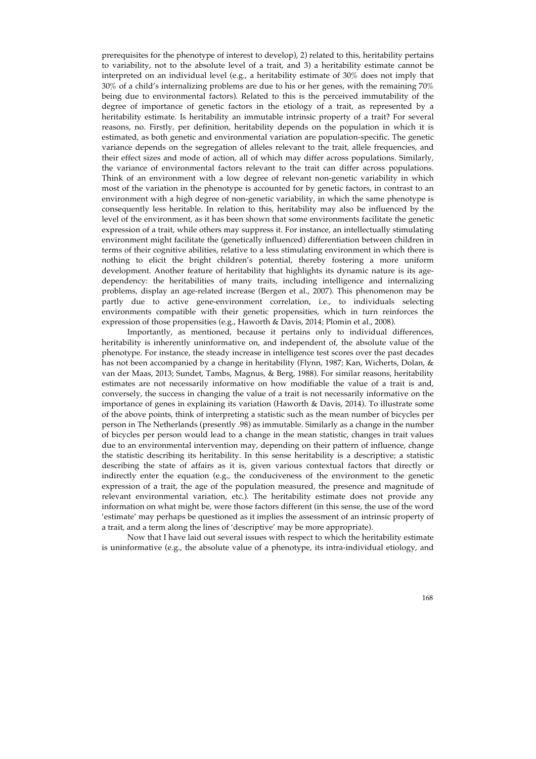prerequisites for the phenotype of interest to develop), 2) related to this, heritability pertains to variability, not to the absolute level of a trait, and 3) a heritability estimate cannot be interpreted on an individual level (e.g., a heritability estimate of 30% does not imply that 30% of a child's internalizing problems are due to his or her genes, with the remaining 70% being due to environmental factors). Related to this is the perceived immutability of the degree of importance of genetic factors in the etiology of a trait, as represented by a heritability estimate. Is heritability an immutable intrinsic property of a trait? For several reasons, no. Firstly, per definition, heritability depends on the population in which it is estimated, as both genetic and environmental variation are population-specific. The genetic variance depends on the segregation of alleles relevant to the trait, allele frequencies, and their effect sizes and mode of action, all of which may differ across populations. Similarly, the variance of environmental factors relevant to the trait can differ across populations. Think of an environment with a low degree of relevant non-genetic variability in which most of the variation in the phenotype is accounted for by genetic factors, in contrast to an environment with a high degree of non-genetic variability, in which the same phenotype is consequently less heritable. In relation to this, heritability may also be influenced by the level of the environment, as it has been shown that some environments facilitate the genetic expression of a trait, while others may suppress it. For instance, an intellectually stimulating environment might facilitate the (genetically influenced) differentiation between children in terms of their cognitive abilities, relative to a less stimulating environment in which there is nothing to elicit the bright children's potential, thereby fostering a more uniform development. Another feature of heritability that highlights its dynamic nature is its age-dependency: the heritabilities of many traits, including intelligence and internalizing problems, display an age-related increase (Bergen et al., 2007). This phenomenon may be partly due to active gene-environment correlation, i.e., to individuals selecting environments compatible with their genetic propensities, which in turn reinforces the expression of those propensities (e.g., Haworth & Davis, 2014; Plomin et al., 2008).

Importantly, as mentioned, because it pertains only to individual differences, heritability is inherently uninformative on, and independent of, the absolute value of the phenotype. For instance, the steady increase in intelligence test scores over the past decades has not been accompanied by a change in heritability (Flynn, 1987; Kan, Wicherts, Dolan, & van der Maas, 2013; Sundet, Tambs, Magnus, & Berg, 1988). For similar reasons, heritability estimates are not necessarily informative on how modifiable the value of a trait is and, conversely, the success in changing the value of a trait is not necessarily informative on the importance of genes in explaining its variation (Haworth & Davis, 2014). To illustrate some of the above points, think of interpreting a statistic such as the mean number of bicycles per person in The Netherlands (presently .98) as immutable. Similarly as a change in the number of bicycles per person would lead to a change in the mean statistic, changes in trait values due to an environmental intervention may, depending on their pattern of influence, change the statistic describing its heritability. In this sense heritability is a descriptive; a statistic describing the state of affairs as it is, given various contextual factors that directly or indirectly enter the equation (e.g., the conduciveness of the environment to the genetic expression of a trait, the age of the population measured, the presence and magnitude of relevant environmental variation, etc.). The heritability estimate does not provide any information on what might be, were those factors different (in this sense, the use of the word 'estimate' may perhaps be questioned as it implies the assessment of an intrinsic property of a trait, and a term along the lines of 'descriptive' may be more appropriate).

Now that I have laid out several issues with respect to which the heritability estimate is uninformative (e.g., the absolute value of a phenotype, its intra-individual etiology, and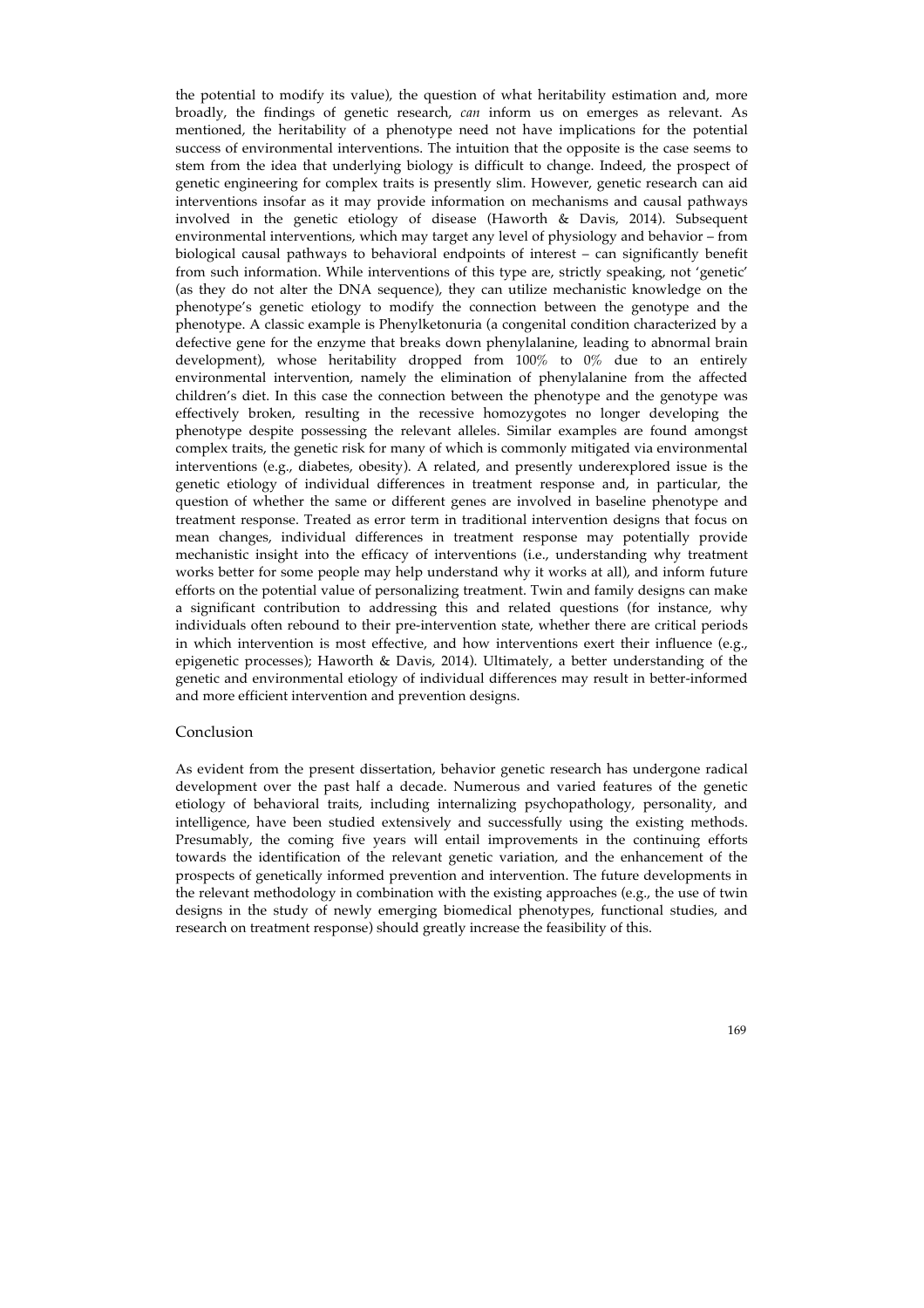the potential to modify its value), the question of what heritability estimation and, more broadly, the findings of genetic research, *can* inform us on emerges as relevant. As mentioned, the heritability of a phenotype need not have implications for the potential success of environmental interventions. The intuition that the opposite is the case seems to stem from the idea that underlying biology is difficult to change. Indeed, the prospect of genetic engineering for complex traits is presently slim. However, genetic research can aid interventions insofar as it may provide information on mechanisms and causal pathways involved in the genetic etiology of disease (Haworth & Davis, 2014). Subsequent environmental interventions, which may target any level of physiology and behavior – from biological causal pathways to behavioral endpoints of interest – can significantly benefit from such information. While interventions of this type are, strictly speaking, not 'genetic' (as they do not alter the DNA sequence), they can utilize mechanistic knowledge on the phenotype's genetic etiology to modify the connection between the genotype and the phenotype. A classic example is Phenylketonuria (a congenital condition characterized by a defective gene for the enzyme that breaks down phenylalanine, leading to abnormal brain development), whose heritability dropped from 100% to 0% due to an entirely environmental intervention, namely the elimination of phenylalanine from the affected children's diet. In this case the connection between the phenotype and the genotype was effectively broken, resulting in the recessive homozygotes no longer developing the phenotype despite possessing the relevant alleles. Similar examples are found amongst complex traits, the genetic risk for many of which is commonly mitigated via environmental interventions (e.g., diabetes, obesity). A related, and presently underexplored issue is the genetic etiology of individual differences in treatment response and, in particular, the question of whether the same or different genes are involved in baseline phenotype and treatment response. Treated as error term in traditional intervention designs that focus on mean changes, individual differences in treatment response may potentially provide mechanistic insight into the efficacy of interventions (i.e., understanding why treatment works better for some people may help understand why it works at all), and inform future efforts on the potential value of personalizing treatment. Twin and family designs can make a significant contribution to addressing this and related questions (for instance, why individuals often rebound to their pre-intervention state, whether there are critical periods in which intervention is most effective, and how interventions exert their influence (e.g., epigenetic processes); Haworth & Davis, 2014). Ultimately, a better understanding of the genetic and environmental etiology of individual differences may result in better-informed and more efficient intervention and prevention designs.

## Conclusion

As evident from the present dissertation, behavior genetic research has undergone radical development over the past half a decade. Numerous and varied features of the genetic etiology of behavioral traits, including internalizing psychopathology, personality, and intelligence, have been studied extensively and successfully using the existing methods. Presumably, the coming five years will entail improvements in the continuing efforts towards the identification of the relevant genetic variation, and the enhancement of the prospects of genetically informed prevention and intervention. The future developments in the relevant methodology in combination with the existing approaches (e.g., the use of twin designs in the study of newly emerging biomedical phenotypes, functional studies, and research on treatment response) should greatly increase the feasibility of this.